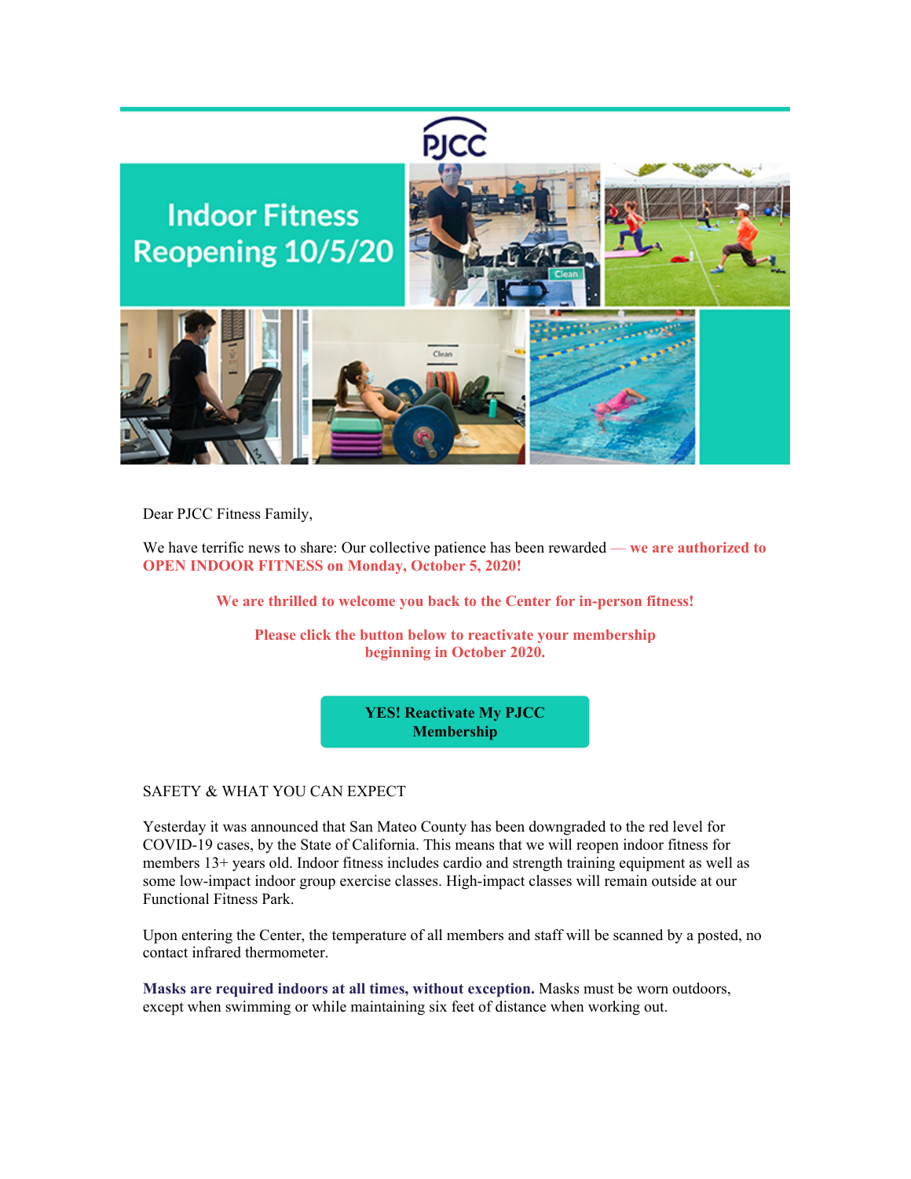PJCC

Indoor Fitness Reopening 10/5/20

Dear PJCC Fitness Family,

We have terrific news to share: Our collective patience has been rewarded **— we are authorized to OPEN INDOOR FITNESS on Monday, October 5, 2020!**

**We are thrilled to welcome you back to the Center for in-person fitness!**

**Please click the button below to reactivate your membership beginning in October 2020.**

**YES! Reactivate My PJCC Membership**

SAFETY & WHAT YOU CAN EXPECT

Yesterday it was announced that San Mateo County has been downgraded to the red level for COVID-19 cases, by the State of California. This means that we will reopen indoor fitness for members 13+ years old. Indoor fitness includes cardio and strength training equipment as well as some low-impact indoor group exercise classes. High-impact classes will remain outside at our Functional Fitness Park.

Upon entering the Center, the temperature of all members and staff will be scanned by a posted, no contact infrared thermometer.

**Masks are required indoors at all times, without exception.** Masks must be worn outdoors, except when swimming or while maintaining six feet of distance when working out.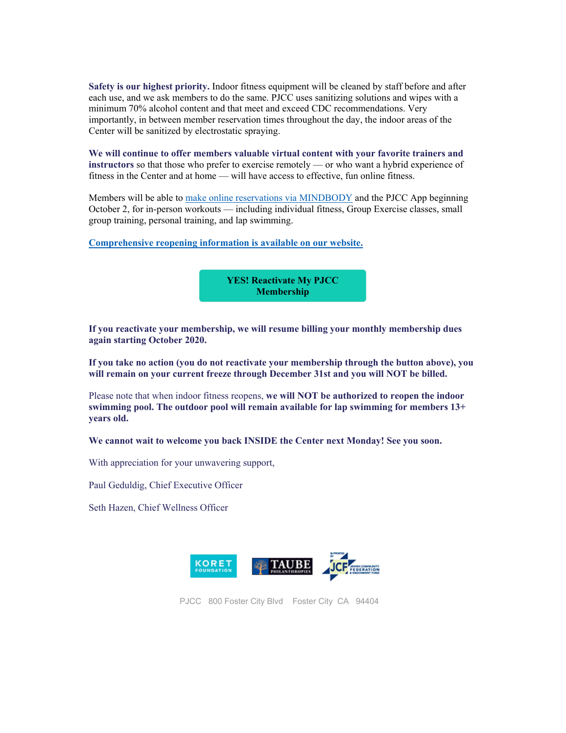**Safety is our highest priority.** Indoor fitness equipment will be cleaned by staff before and after each use, and we ask members to do the same. PJCC uses sanitizing solutions and wipes with a minimum 70% alcohol content and that meet and exceed CDC recommendations. Very importantly, in between member reservation times throughout the day, the indoor areas of the Center will be sanitized by electrostatic spraying.

**We will continue to offer members valuable virtual content with your favorite trainers and instructors** so that those who prefer to exercise remotely — or who want a hybrid experience of fitness in the Center and at home — will have access to effective, fun online fitness.

Members will be able to make online reservations via MINDBODY and the PJCC App beginning October 2, for in-person workouts — including individual fitness, Group Exercise classes, small group training, personal training, and lap swimming.

**Comprehensive reopening information is available on our website.**

**YES! Reactivate My PJCC Membership**

**If you reactivate your membership, we will resume billing your monthly membership dues again starting October 2020.**

**If you take no action (you do not reactivate your membership through the button above), you will remain on your current freeze through December 31st and you will NOT be billed.**

Please note that when indoor fitness reopens, **we will NOT be authorized to reopen the indoor swimming pool. The outdoor pool will remain available for lap swimming for members 13+ years old.**

**We cannot wait to welcome you back INSIDE the Center next Monday! See you soon.**

With appreciation for your unwavering support,

Paul Geduldig, Chief Executive Officer

Seth Hazen, Chief Wellness Officer

KORET FOUNDATION   TAUBE PHILANTHROPIES   JCF JEWISH COMMUNITY FEDERATION & ENDOWMENT FUND

PJCC 800 Foster City Blvd Foster City CA 94404